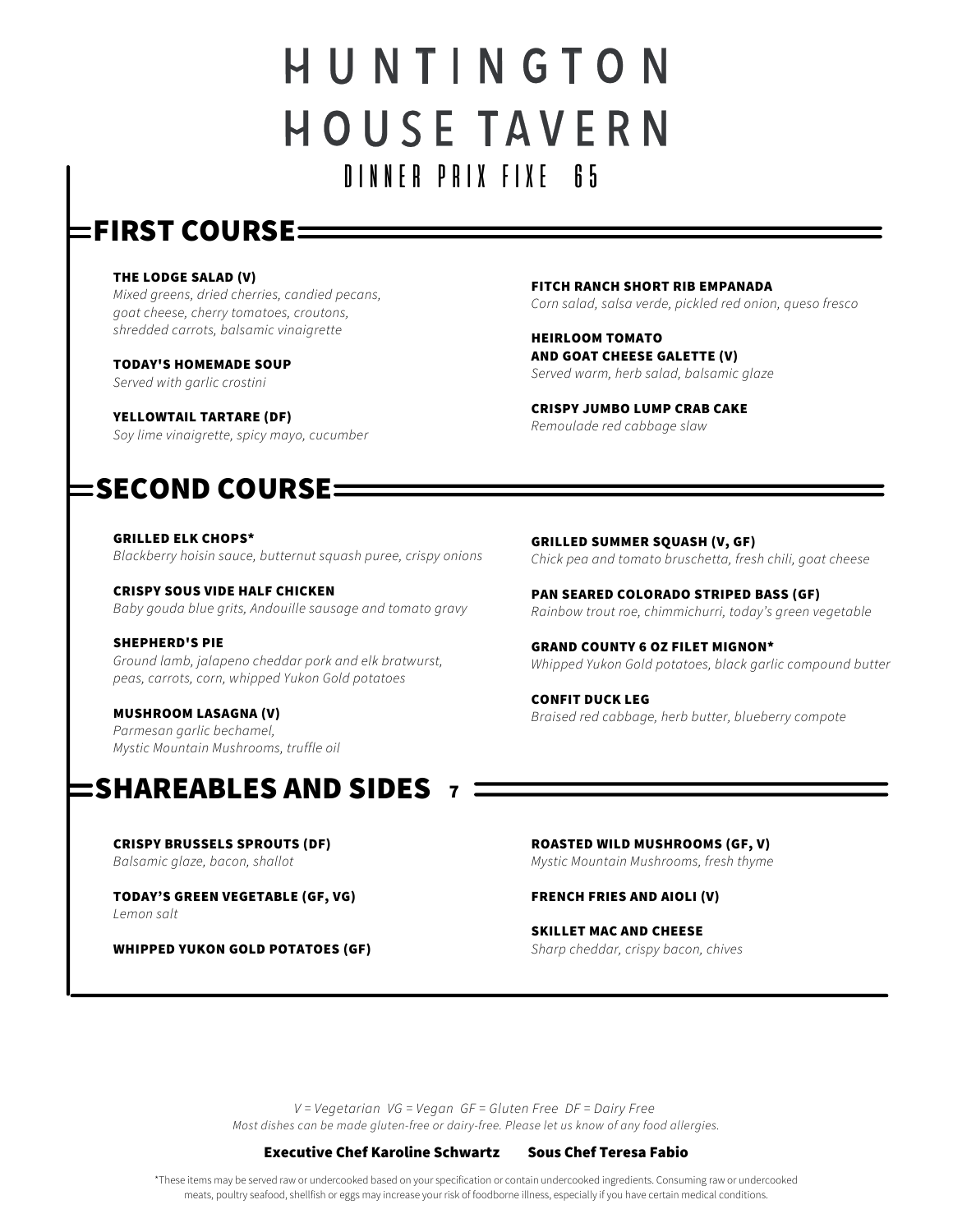# HUNTINGTON HOUSE TAVERN

### DINNER PRIX FIXE 65

## FIRST COURSE

**THE LODGE SALAD (V)**
*Mixed greens, dried cherries, candied pecans, goat cheese, cherry tomatoes, croutons, shredded carrots, balsamic vinaigrette*

**TODAY'S HOMEMADE SOUP**
*Served with garlic crostini*

**YELLOWTAIL TARTARE (DF)**
*Soy lime vinaigrette, spicy mayo, cucumber*

**FITCH RANCH SHORT RIB EMPANADA**
*Corn salad, salsa verde, pickled red onion, queso fresco*

**HEIRLOOM TOMATO AND GOAT CHEESE GALETTE (V)**
*Served warm, herb salad, balsamic glaze*

**CRISPY JUMBO LUMP CRAB CAKE**
*Remoulade red cabbage slaw*

## SECOND COURSE

**GRILLED ELK CHOPS***
*Blackberry hoisin sauce, butternut squash puree, crispy onions*

**CRISPY SOUS VIDE HALF CHICKEN**
*Baby gouda blue grits, Andouille sausage and tomato gravy*

**SHEPHERD'S PIE**
*Ground lamb, jalapeno cheddar pork and elk bratwurst, peas, carrots, corn, whipped Yukon Gold potatoes*

**MUSHROOM LASAGNA (V)**
*Parmesan garlic bechamel, Mystic Mountain Mushrooms, truffle oil*

**GRILLED SUMMER SQUASH (V, GF)**
*Chick pea and tomato bruschetta, fresh chili, goat cheese*

**PAN SEARED COLORADO STRIPED BASS (GF)**
*Rainbow trout roe, chimmichurri, today's green vegetable*

**GRAND COUNTY 6 OZ FILET MIGNON***
*Whipped Yukon Gold potatoes, black garlic compound butter*

**CONFIT DUCK LEG**
*Braised red cabbage, herb butter, blueberry compote*

## SHAREABLES AND SIDES 7

**CRISPY BRUSSELS SPROUTS (DF)**
*Balsamic glaze, bacon, shallot*

**TODAY'S GREEN VEGETABLE (GF, VG)**
*Lemon salt*

**WHIPPED YUKON GOLD POTATOES (GF)**

**ROASTED WILD MUSHROOMS (GF, V)**
*Mystic Mountain Mushrooms, fresh thyme*

**FRENCH FRIES AND AIOLI (V)**

**SKILLET MAC AND CHEESE**
*Sharp cheddar, crispy bacon, chives*

*V = Vegetarian VG = Vegan GF = Gluten Free DF = Dairy Free*
*Most dishes can be made gluten-free or dairy-free. Please let us know of any food allergies.*

**Executive Chef Karoline Schwartz** **Sous Chef Teresa Fabio**

*These items may be served raw or undercooked based on your specification or contain undercooked ingredients. Consuming raw or undercooked meats, poultry seafood, shellfish or eggs may increase your risk of foodborne illness, especially if you have certain medical conditions.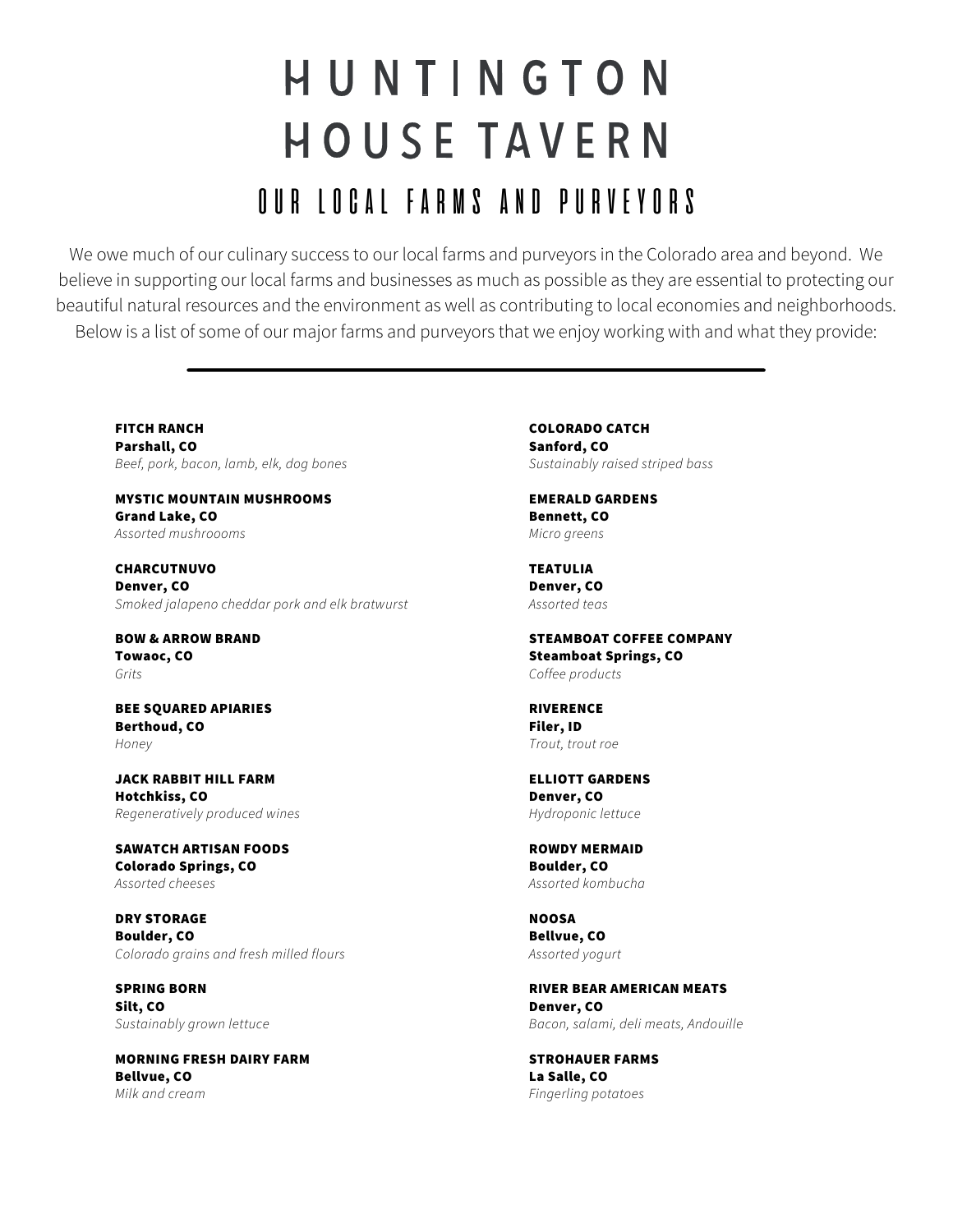# HUNTINGTON HOUSE TAVERN

## OUR LOCAL FARMS AND PURVEYORS

We owe much of our culinary success to our local farms and purveyors in the Colorado area and beyond. We believe in supporting our local farms and businesses as much as possible as they are essential to protecting our beautiful natural resources and the environment as well as contributing to local economies and neighborhoods. Below is a list of some of our major farms and purveyors that we enjoy working with and what they provide:

---

**FITCH RANCH**
**Parshall, CO**
*Beef, pork, bacon, lamb, elk, dog bones*

**MYSTIC MOUNTAIN MUSHROOMS**
**Grand Lake, CO**
*Assorted mushroooms*

**CHARCUTNUVO**
**Denver, CO**
*Smoked jalapeno cheddar pork and elk bratwurst*

**BOW & ARROW BRAND**
**Towaoc, CO**
*Grits*

**BEE SQUARED APIARIES**
**Berthoud, CO**
*Honey*

**JACK RABBIT HILL FARM**
**Hotchkiss, CO**
*Regeneratively produced wines*

**SAWATCH ARTISAN FOODS**
**Colorado Springs, CO**
*Assorted cheeses*

**DRY STORAGE**
**Boulder, CO**
*Colorado grains and fresh milled flours*

**SPRING BORN**
**Silt, CO**
*Sustainably grown lettuce*

**MORNING FRESH DAIRY FARM**
**Bellvue, CO**
*Milk and cream*

**COLORADO CATCH**
**Sanford, CO**
*Sustainably raised striped bass*

**EMERALD GARDENS**
**Bennett, CO**
*Micro greens*

**TEATULIA**
**Denver, CO**
*Assorted teas*

**STEAMBOAT COFFEE COMPANY**
**Steamboat Springs, CO**
*Coffee products*

**RIVERENCE**
**Filer, ID**
*Trout, trout roe*

**ELLIOTT GARDENS**
**Denver, CO**
*Hydroponic lettuce*

**ROWDY MERMAID**
**Boulder, CO**
*Assorted kombucha*

**NOOSA**
**Bellvue, CO**
*Assorted yogurt*

**RIVER BEAR AMERICAN MEATS**
**Denver, CO**
*Bacon, salami, deli meats, Andouille*

**STROHAUER FARMS**
**La Salle, CO**
*Fingerling potatoes*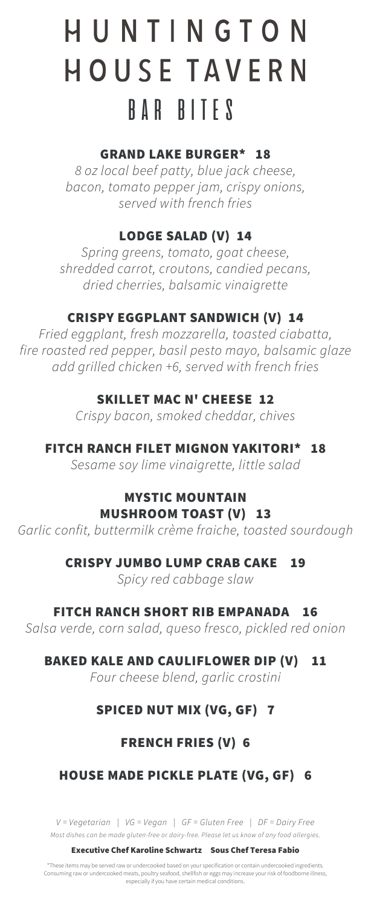# HUNTINGTON HOUSE TAVERN

## BAR BITES

### GRAND LAKE BURGER* 18

*8 oz local beef patty, blue jack cheese, bacon, tomato pepper jam, crispy onions, served with french fries*

### LODGE SALAD (V) 14

*Spring greens, tomato, goat cheese, shredded carrot, croutons, candied pecans, dried cherries, balsamic vinaigrette*

### CRISPY EGGPLANT SANDWICH (V) 14

*Fried eggplant, fresh mozzarella, toasted ciabatta, fire roasted red pepper, basil pesto mayo, balsamic glaze add grilled chicken +6, served with french fries*

### SKILLET MAC N' CHEESE 12

*Crispy bacon, smoked cheddar, chives*

### FITCH RANCH FILET MIGNON YAKITORI* 18

*Sesame soy lime vinaigrette, little salad*

### MYSTIC MOUNTAIN MUSHROOM TOAST (V) 13

*Garlic confit, buttermilk crème fraiche, toasted sourdough*

### CRISPY JUMBO LUMP CRAB CAKE 19

*Spicy red cabbage slaw*

### FITCH RANCH SHORT RIB EMPANADA 16

*Salsa verde, corn salad, queso fresco, pickled red onion*

### BAKED KALE AND CAULIFLOWER DIP (V) 11

*Four cheese blend, garlic crostini*

### SPICED NUT MIX (VG, GF) 7

### FRENCH FRIES (V) 6

### HOUSE MADE PICKLE PLATE (VG, GF) 6

*V = Vegetarian | VG = Vegan | GF = Gluten Free | DF = Dairy Free*

*Most dishes can be made gluten-free or dairy-free. Please let us know of any food allergies.*

**Executive Chef Karoline Schwartz Sous Chef Teresa Fabio**

*These items may be served raw or undercooked based on your specification or contain undercooked ingredients. Consuming raw or undercooked meats, poultry seafood, shellfish or eggs may increase your risk of foodborne illness, especially if you have certain medical conditions.